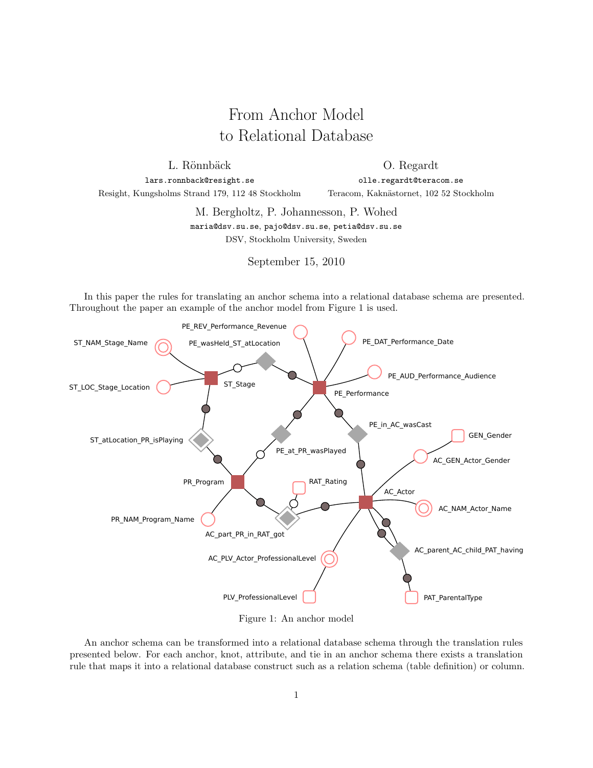# From Anchor Model to Relational Database

L. Rönnbäck
lars.ronnback@resight.se
Resight, Kungsholms Strand 179, 112 48 Stockholm

O. Regardt
olle.regardt@teracom.se
Teracom, Kaknästornet, 102 52 Stockholm

M. Bergholtz, P. Johannesson, P. Wohed
maria@dsv.su.se, pajo@dsv.su.se, petia@dsv.su.se
DSV, Stockholm University, Sweden

September 15, 2010

In this paper the rules for translating an anchor schema into a relational database schema are presented. Throughout the paper an example of the anchor model from Figure 1 is used.

Figure 1: An anchor model

An anchor schema can be transformed into a relational database schema through the translation rules presented below. For each anchor, knot, attribute, and tie in an anchor schema there exists a translation rule that maps it into a relational database construct such as a relation schema (table definition) or column.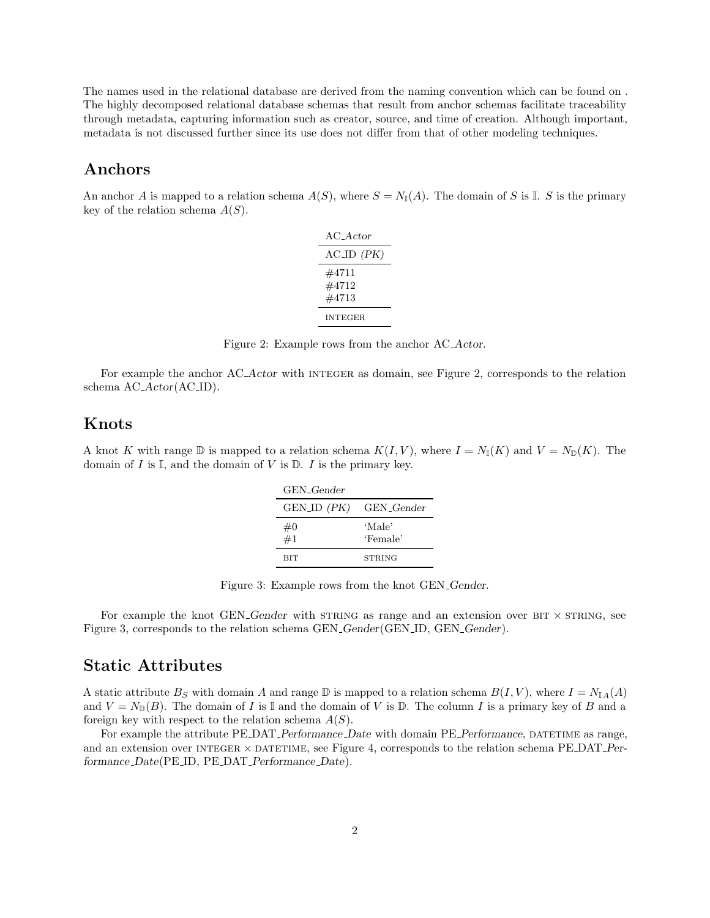The names used in the relational database are derived from the naming convention which can be found on . The highly decomposed relational database schemas that result from anchor schemas facilitate traceability through metadata, capturing information such as creator, source, and time of creation. Although important, metadata is not discussed further since its use does not differ from that of other modeling techniques.

## Anchors

An anchor $A$ is mapped to a relation schema $A(S)$, where $S = N_{\mathbb{I}}(A)$. The domain of $S$ is $\mathbb{I}$. $S$ is the primary key of the relation schema $A(S)$.

| AC_*Actor* |
|---|
| AC_ID *(PK)* |
| #4711<br>#4712<br>#4713 |
| INTEGER |

Figure 2: Example rows from the anchor AC_*Actor*.

For example the anchor AC_*Actor* with INTEGER as domain, see Figure 2, corresponds to the relation schema AC_*Actor*(AC_ID).

## Knots

A knot $K$ with range $\mathbb{D}$ is mapped to a relation schema $K(I, V)$, where $I = N_{\mathbb{I}}(K)$ and $V = N_{\mathbb{D}}(K)$. The domain of $I$ is $\mathbb{I}$, and the domain of $V$ is $\mathbb{D}$. $I$ is the primary key.

| GEN_*Gender* | |
|---|---|
| GEN_ID *(PK)* | GEN_*Gender* |
| #0<br>#1 | 'Male'<br>'Female' |
| BIT | STRING |

Figure 3: Example rows from the knot GEN_*Gender*.

For example the knot GEN_*Gender* with STRING as range and an extension over BIT × STRING, see Figure 3, corresponds to the relation schema GEN_*Gender*(GEN_ID, GEN_*Gender*).

## Static Attributes

A static attribute $B_S$ with domain $A$ and range $\mathbb{D}$ is mapped to a relation schema $B(I, V)$, where $I = N_{\mathbb{I}A}(A)$ and $V = N_{\mathbb{D}}(B)$. The domain of $I$ is $\mathbb{I}$ and the domain of $V$ is $\mathbb{D}$. The column $I$ is a primary key of $B$ and a foreign key with respect to the relation schema $A(S)$.

For example the attribute PE_DAT_*Performance_Date* with domain PE_*Performance*, DATETIME as range, and an extension over INTEGER × DATETIME, see Figure 4, corresponds to the relation schema PE_DAT_*Performance_Date*(PE_ID, PE_DAT_*Performance_Date*).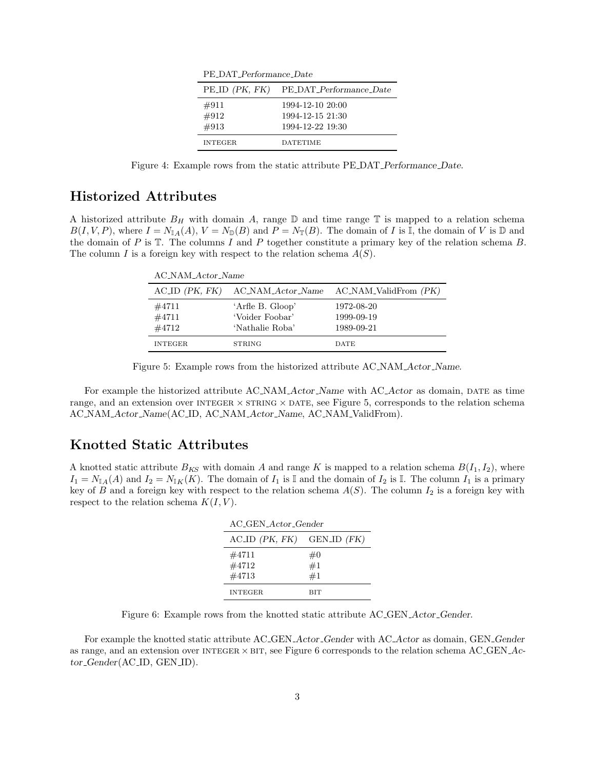PE_DAT_*Performance_Date*

| PE_ID *(PK, FK)* | PE_DAT_*Performance_Date* |
|---|---|
| #911 | 1994-12-10 20:00 |
| #912 | 1994-12-15 21:30 |
| #913 | 1994-12-22 19:30 |
| INTEGER | DATETIME |

Figure 4: Example rows from the static attribute PE_DAT_*Performance_Date*.

## Historized Attributes

A historized attribute $B_H$ with domain $A$, range $\mathbb{D}$ and time range $\mathbb{T}$ is mapped to a relation schema $B(I, V, P)$, where $I = N_{\mathbb{I}A}(A)$, $V = N_{\mathbb{D}}(B)$ and $P = N_{\mathbb{T}}(B)$. The domain of $I$ is $\mathbb{I}$, the domain of $V$ is $\mathbb{D}$ and the domain of $P$ is $\mathbb{T}$. The columns $I$ and $P$ together constitute a primary key of the relation schema $B$. The column $I$ is a foreign key with respect to the relation schema $A(S)$.

AC_NAM_*Actor_Name*

| AC_ID *(PK, FK)* | AC_NAM_*Actor_Name* | AC_NAM_ValidFrom *(PK)* |
|---|---|---|
| #4711 | 'Arfle B. Gloop' | 1972-08-20 |
| #4711 | 'Voider Foobar' | 1999-09-19 |
| #4712 | 'Nathalie Roba' | 1989-09-21 |
| INTEGER | STRING | DATE |

Figure 5: Example rows from the historized attribute AC_NAM_*Actor_Name*.

For example the historized attribute AC_NAM_*Actor_Name* with AC_*Actor* as domain, DATE as time range, and an extension over INTEGER × STRING × DATE, see Figure 5, corresponds to the relation schema AC_NAM_*Actor_Name*(AC_ID, AC_NAM_*Actor_Name*, AC_NAM_ValidFrom).

## Knotted Static Attributes

A knotted static attribute $B_{KS}$ with domain $A$ and range $K$ is mapped to a relation schema $B(I_1, I_2)$, where $I_1 = N_{\mathbb{I}A}(A)$ and $I_2 = N_{\mathbb{I}K}(K)$. The domain of $I_1$ is $\mathbb{I}$ and the domain of $I_2$ is $\mathbb{I}$. The column $I_1$ is a primary key of $B$ and a foreign key with respect to the relation schema $A(S)$. The column $I_2$ is a foreign key with respect to the relation schema $K(I, V)$.

AC_GEN_*Actor_Gender*

| AC_ID *(PK, FK)* | GEN_ID *(FK)* |
|---|---|
| #4711 | #0 |
| #4712 | #1 |
| #4713 | #1 |
| INTEGER | BIT |

Figure 6: Example rows from the knotted static attribute AC_GEN_*Actor_Gender*.

For example the knotted static attribute AC_GEN_*Actor_Gender* with AC_*Actor* as domain, GEN_*Gender* as range, and an extension over INTEGER × BIT, see Figure 6 corresponds to the relation schema AC_GEN_*Actor_Gender*(AC_ID, GEN_ID).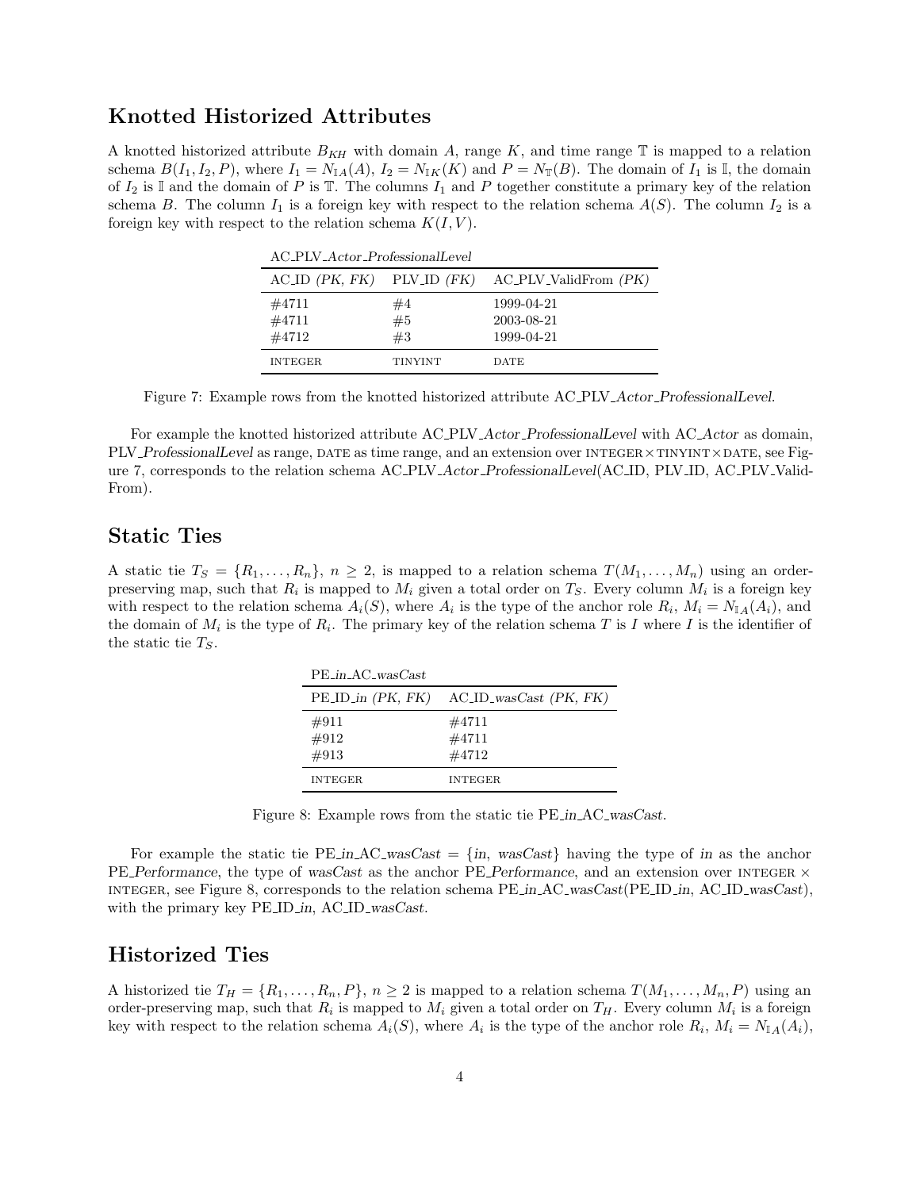## Knotted Historized Attributes

A knotted historized attribute $B_{KH}$ with domain $A$, range $K$, and time range $\mathbb{T}$ is mapped to a relation schema $B(I_1, I_2, P)$, where $I_1 = N_{\mathbb{I}A}(A)$, $I_2 = N_{\mathbb{I}K}(K)$ and $P = N_{\mathbb{T}}(B)$. The domain of $I_1$ is $\mathbb{I}$, the domain of $I_2$ is $\mathbb{I}$ and the domain of $P$ is $\mathbb{T}$. The columns $I_1$ and $P$ together constitute a primary key of the relation schema $B$. The column $I_1$ is a foreign key with respect to the relation schema $A(S)$. The column $I_2$ is a foreign key with respect to the relation schema $K(I, V)$.

AC_PLV_*Actor_ProfessionalLevel*

| AC_ID *(PK, FK)* | PLV_ID *(FK)* | AC_PLV_ValidFrom *(PK)* |
|---|---|---|
| #4711 | #4 | 1999-04-21 |
| #4711 | #5 | 2003-08-21 |
| #4712 | #3 | 1999-04-21 |
| INTEGER | TINYINT | DATE |

Figure 7: Example rows from the knotted historized attribute AC_PLV_*Actor_ProfessionalLevel*.

For example the knotted historized attribute AC_PLV_*Actor_ProfessionalLevel* with AC_*Actor* as domain, PLV_*ProfessionalLevel* as range, DATE as time range, and an extension over INTEGER × TINYINT × DATE, see Figure 7, corresponds to the relation schema AC_PLV_*Actor_ProfessionalLevel*(AC_ID, PLV_ID, AC_PLV_ValidFrom).

## Static Ties

A static tie $T_S = \{R_1, \ldots, R_n\}$, $n \geq 2$, is mapped to a relation schema $T(M_1, \ldots, M_n)$ using an order-preserving map, such that $R_i$ is mapped to $M_i$ given a total order on $T_S$. Every column $M_i$ is a foreign key with respect to the relation schema $A_i(S)$, where $A_i$ is the type of the anchor role $R_i$, $M_i = N_{\mathbb{I}A}(A_i)$, and the domain of $M_i$ is the type of $R_i$. The primary key of the relation schema $T$ is $I$ where $I$ is the identifier of the static tie $T_S$.

PE_*in*_AC_*wasCast*

| PE_ID_*in (PK, FK)* | AC_ID_*wasCast (PK, FK)* |
|---|---|
| #911 | #4711 |
| #912 | #4711 |
| #913 | #4712 |
| INTEGER | INTEGER |

Figure 8: Example rows from the static tie PE_*in*_AC_*wasCast*.

For example the static tie PE_*in*_AC_*wasCast* = {*in*, *wasCast*} having the type of *in* as the anchor PE_*Performance*, the type of *wasCast* as the anchor PE_*Performance*, and an extension over INTEGER × INTEGER, see Figure 8, corresponds to the relation schema PE_*in*_AC_*wasCast*(PE_ID_*in*, AC_ID_*wasCast*), with the primary key PE_ID_*in*, AC_ID_*wasCast*.

## Historized Ties

A historized tie $T_H = \{R_1, \ldots, R_n, P\}$, $n \geq 2$ is mapped to a relation schema $T(M_1, \ldots, M_n, P)$ using an order-preserving map, such that $R_i$ is mapped to $M_i$ given a total order on $T_H$. Every column $M_i$ is a foreign key with respect to the relation schema $A_i(S)$, where $A_i$ is the type of the anchor role $R_i$, $M_i = N_{\mathbb{I}A}(A_i)$,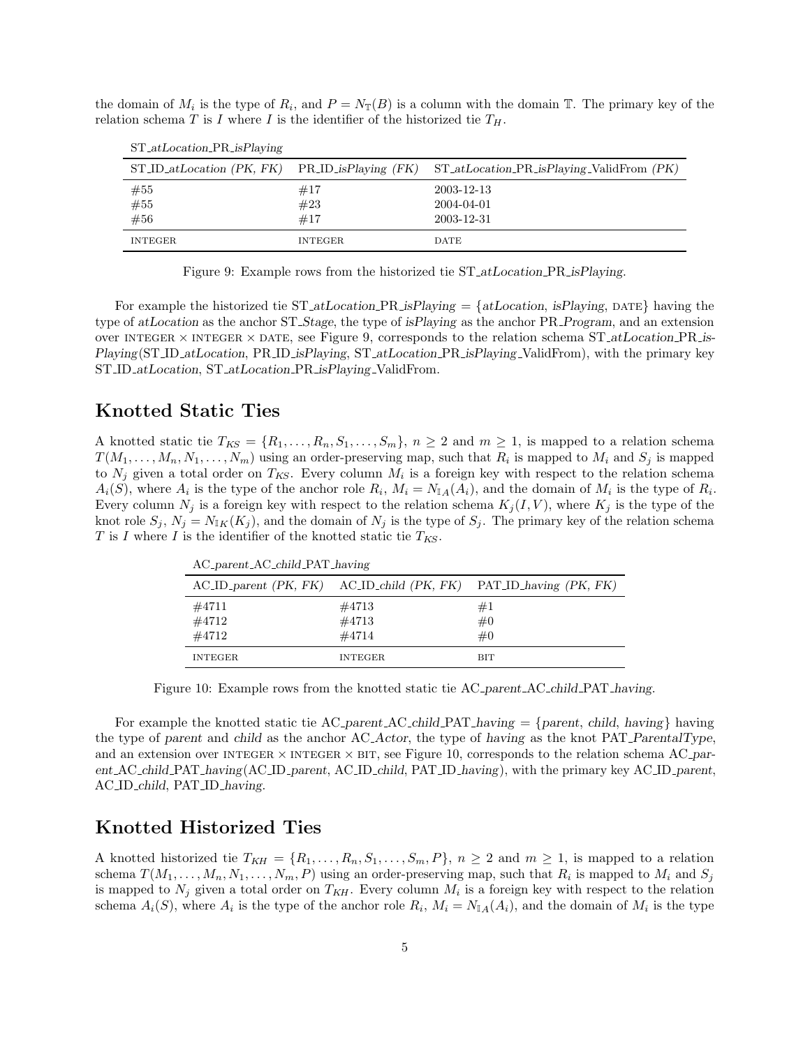the domain of $M_i$ is the type of $R_i$, and $P = N_{\mathbb{T}}(B)$ is a column with the domain $\mathbb{T}$. The primary key of the relation schema $T$ is $I$ where $I$ is the identifier of the historized tie $T_H$.

ST_*atLocation*_PR_*isPlaying*

| ST_ID_*atLocation* *(PK, FK)* | PR_ID_*isPlaying* *(FK)* | ST_*atLocation*_PR_*isPlaying*_ValidFrom *(PK)* |
|---|---|---|
| #55 | #17 | 2003-12-13 |
| #55 | #23 | 2004-04-01 |
| #56 | #17 | 2003-12-31 |
| INTEGER | INTEGER | DATE |

Figure 9: Example rows from the historized tie ST_*atLocation*_PR_*isPlaying*.

For example the historized tie ST_*atLocation*_PR_*isPlaying* = {*atLocation*, *isPlaying*, DATE} having the type of *atLocation* as the anchor ST_*Stage*, the type of *isPlaying* as the anchor PR_*Program*, and an extension over INTEGER × INTEGER × DATE, see Figure 9, corresponds to the relation schema ST_*atLocation*_PR_*isPlaying*(ST_ID_*atLocation*, PR_ID_*isPlaying*, ST_*atLocation*_PR_*isPlaying*_ValidFrom), with the primary key ST_ID_*atLocation*, ST_*atLocation*_PR_*isPlaying*_ValidFrom.

## Knotted Static Ties

A knotted static tie $T_{KS} = \{R_1, \ldots, R_n, S_1, \ldots, S_m\}$, $n \geq 2$ and $m \geq 1$, is mapped to a relation schema $T(M_1, \ldots, M_n, N_1, \ldots, N_m)$ using an order-preserving map, such that $R_i$ is mapped to $M_i$ and $S_j$ is mapped to $N_j$ given a total order on $T_{KS}$. Every column $M_i$ is a foreign key with respect to the relation schema $A_i(S)$, where $A_i$ is the type of the anchor role $R_i$, $M_i = N_{\mathbb{I}A}(A_i)$, and the domain of $M_i$ is the type of $R_i$. Every column $N_j$ is a foreign key with respect to the relation schema $K_j(I, V)$, where $K_j$ is the type of the knot role $S_j$, $N_j = N_{\mathbb{I}K}(K_j)$, and the domain of $N_j$ is the type of $S_j$. The primary key of the relation schema $T$ is $I$ where $I$ is the identifier of the knotted static tie $T_{KS}$.

AC_*parent*_AC_*child*_PAT_*having*

| AC_ID_*parent* *(PK, FK)* | AC_ID_*child* *(PK, FK)* | PAT_ID_*having* *(PK, FK)* |
|---|---|---|
| #4711 | #4713 | #1 |
| #4712 | #4713 | #0 |
| #4712 | #4714 | #0 |
| INTEGER | INTEGER | BIT |

Figure 10: Example rows from the knotted static tie AC_*parent*_AC_*child*_PAT_*having*.

For example the knotted static tie AC_*parent*_AC_*child*_PAT_*having* = {*parent*, *child*, *having*} having the type of *parent* and *child* as the anchor AC_*Actor*, the type of *having* as the knot PAT_*ParentalType*, and an extension over INTEGER × INTEGER × BIT, see Figure 10, corresponds to the relation schema AC_*parent*_AC_*child*_PAT_*having*(AC_ID_*parent*, AC_ID_*child*, PAT_ID_*having*), with the primary key AC_ID_*parent*, AC_ID_*child*, PAT_ID_*having*.

## Knotted Historized Ties

A knotted historized tie $T_{KH} = \{R_1, \ldots, R_n, S_1, \ldots, S_m, P\}$, $n \geq 2$ and $m \geq 1$, is mapped to a relation schema $T(M_1, \ldots, M_n, N_1, \ldots, N_m, P)$ using an order-preserving map, such that $R_i$ is mapped to $M_i$ and $S_j$ is mapped to $N_j$ given a total order on $T_{KH}$. Every column $M_i$ is a foreign key with respect to the relation schema $A_i(S)$, where $A_i$ is the type of the anchor role $R_i$, $M_i = N_{\mathbb{I}A}(A_i)$, and the domain of $M_i$ is the type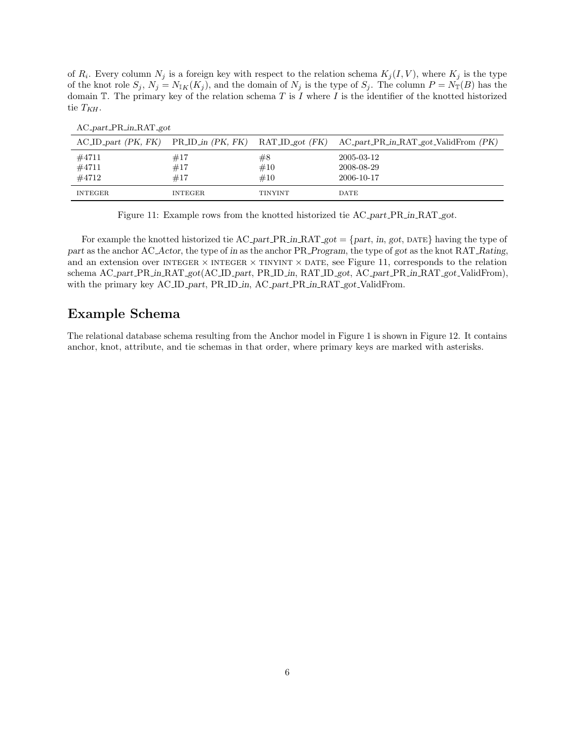of $R_i$. Every column $N_j$ is a foreign key with respect to the relation schema $K_j(I, V)$, where $K_j$ is the type of the knot role $S_j$, $N_j = N_{\mathbb{I}K}(K_j)$, and the domain of $N_j$ is the type of $S_j$. The column $P = N_{\mathbb{T}}(B)$ has the domain $\mathbb{T}$. The primary key of the relation schema $T$ is $I$ where $I$ is the identifier of the knotted historized tie $T_{KH}$.

AC_*part*_PR_*in*_RAT_*got*

| AC_ID_*part* *(PK, FK)* | PR_ID_*in* *(PK, FK)* | RAT_ID_*got* *(FK)* | AC_*part*_PR_*in*_RAT_*got*_ValidFrom *(PK)* |
|---|---|---|---|
| #4711 | #17 | #8 | 2005-03-12 |
| #4711 | #17 | #10 | 2008-08-29 |
| #4712 | #17 | #10 | 2006-10-17 |
| INTEGER | INTEGER | TINYINT | DATE |

Figure 11: Example rows from the knotted historized tie AC_*part*_PR_*in*_RAT_*got*.

For example the knotted historized tie AC_*part*_PR_*in*_RAT_*got* = {*part*, *in*, *got*, DATE} having the type of *part* as the anchor AC_*Actor*, the type of *in* as the anchor PR_*Program*, the type of *got* as the knot RAT_*Rating*, and an extension over INTEGER × INTEGER × TINYINT × DATE, see Figure 11, corresponds to the relation schema AC_*part*_PR_*in*_RAT_*got*(AC_ID_*part*, PR_ID_*in*, RAT_ID_*got*, AC_*part*_PR_*in*_RAT_*got*_ValidFrom), with the primary key AC_ID_*part*, PR_ID_*in*, AC_*part*_PR_*in*_RAT_*got*_ValidFrom.

## Example Schema

The relational database schema resulting from the Anchor model in Figure 1 is shown in Figure 12. It contains anchor, knot, attribute, and tie schemas in that order, where primary keys are marked with asterisks.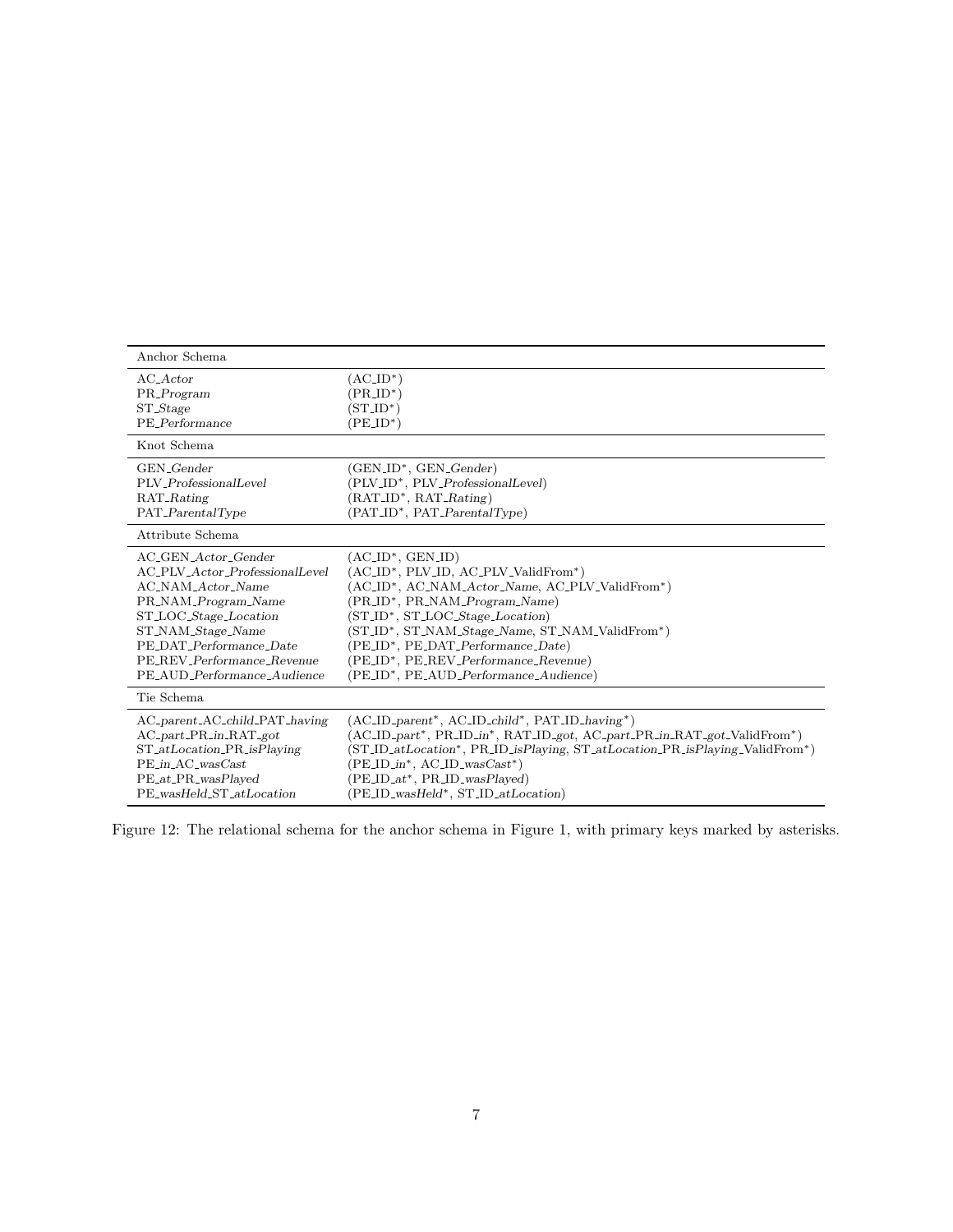| Anchor Schema | |
|---|---|
| AC_*Actor* | (AC_ID*) |
| PR_*Program* | (PR_ID*) |
| ST_*Stage* | (ST_ID*) |
| PE_*Performance* | (PE_ID*) |
| **Knot Schema** | |
| GEN_*Gender* | (GEN_ID*, GEN_*Gender*) |
| PLV_*ProfessionalLevel* | (PLV_ID*, PLV_*ProfessionalLevel*) |
| RAT_*Rating* | (RAT_ID*, RAT_*Rating*) |
| PAT_*ParentalType* | (PAT_ID*, PAT_*ParentalType*) |
| **Attribute Schema** | |
| AC_GEN_*Actor*_*Gender* | (AC_ID*, GEN_ID) |
| AC_PLV_*Actor*_*ProfessionalLevel* | (AC_ID*, PLV_ID, AC_PLV_ValidFrom*) |
| AC_NAM_*Actor*_*Name* | (AC_ID*, AC_NAM_*Actor*_*Name*, AC_PLV_ValidFrom*) |
| PR_NAM_*Program*_*Name* | (PR_ID*, PR_NAM_*Program*_*Name*) |
| ST_LOC_*Stage*_*Location* | (ST_ID*, ST_LOC_*Stage*_*Location*) |
| ST_NAM_*Stage*_*Name* | (ST_ID*, ST_NAM_*Stage*_*Name*, ST_NAM_ValidFrom*) |
| PE_DAT_*Performance*_*Date* | (PE_ID*, PE_DAT_*Performance*_*Date*) |
| PE_REV_*Performance*_*Revenue* | (PE_ID*, PE_REV_*Performance*_*Revenue*) |
| PE_AUD_*Performance*_*Audience* | (PE_ID*, PE_AUD_*Performance*_*Audience*) |
| **Tie Schema** | |
| AC_*parent*_AC_*child*_PAT_*having* | (AC_ID_*parent**, AC_ID_*child**, PAT_ID_*having**) |
| AC_*part*_PR_*in*_RAT_*got* | (AC_ID_*part**, PR_ID_*in**, RAT_ID_*got*, AC_*part*_PR_*in*_RAT_*got*_ValidFrom*) |
| ST_*atLocation*_PR_*isPlaying* | (ST_ID_*atLocation**, PR_ID_*isPlaying*, ST_*atLocation*_PR_*isPlaying*_ValidFrom*) |
| PE_*in*_AC_*wasCast* | (PE_ID_*in**, AC_ID_*wasCast**) |
| PE_*at*_PR_*wasPlayed* | (PE_ID_*at**, PR_ID_*wasPlayed*) |
| PE_*wasHeld*_ST_*atLocation* | (PE_ID_*wasHeld**, ST_ID_*atLocation*) |

Figure 12: The relational schema for the anchor schema in Figure 1, with primary keys marked by asterisks.